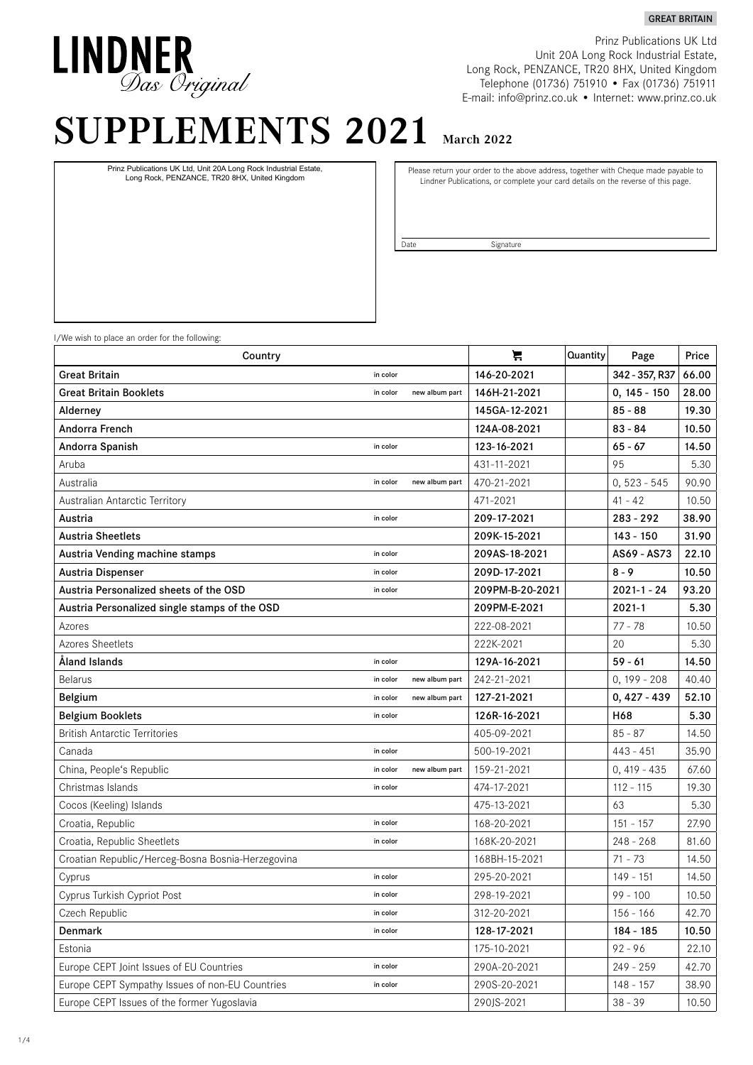GREAT BRITAIN

# LINDNER *Das Original*

Prinz Publications UK Ltd
Unit 20A Long Rock Industrial Estate,
Long Rock, PENZANCE, TR20 8HX, United Kingdom
Telephone (01736) 751910 • Fax (01736) 751911
E-mail: info@prinz.co.uk • Internet: www.prinz.co.uk

# SUPPLEMENTS 2021 March 2022

Prinz Publications UK Ltd, Unit 20A Long Rock Industrial Estate, Long Rock, PENZANCE, TR20 8HX, United Kingdom

Please return your order to the above address, together with Cheque made payable to Lindner Publications, or complete your card details on the reverse of this page.

Date Signature

I/We wish to place an order for the following:

| Country | | | Order No. | Quantity | Page | Price |
|---|---|---|---|---|---|---|
| **Great Britain** | in color | | **146-20-2021** | | **342 - 357, R37** | **66.00** |
| **Great Britain Booklets** | in color | new album part | **146H-21-2021** | | **0, 145 - 150** | **28.00** |
| **Alderney** | | | **145GA-12-2021** | | **85 - 88** | **19.30** |
| **Andorra French** | | | **124A-08-2021** | | **83 - 84** | **10.50** |
| **Andorra Spanish** | in color | | **123-16-2021** | | **65 - 67** | **14.50** |
| Aruba | | | 431-11-2021 | | 95 | 5.30 |
| Australia | in color | new album part | 470-21-2021 | | 0, 523 - 545 | 90.90 |
| Australian Antarctic Territory | | | 471-2021 | | 41 - 42 | 10.50 |
| **Austria** | in color | | **209-17-2021** | | **283 - 292** | **38.90** |
| **Austria Sheetlets** | | | **209K-15-2021** | | **143 - 150** | **31.90** |
| **Austria Vending machine stamps** | in color | | **209AS-18-2021** | | **AS69 - AS73** | **22.10** |
| **Austria Dispenser** | in color | | **209D-17-2021** | | **8 - 9** | **10.50** |
| **Austria Personalized sheets of the OSD** | in color | | **209PM-B-20-2021** | | **2021-1 - 24** | **93.20** |
| **Austria Personalized single stamps of the OSD** | | | **209PM-E-2021** | | **2021-1** | **5.30** |
| Azores | | | 222-08-2021 | | 77 - 78 | 10.50 |
| Azores Sheetlets | | | 222K-2021 | | 20 | 5.30 |
| **Åland Islands** | in color | | **129A-16-2021** | | **59 - 61** | **14.50** |
| Belarus | in color | new album part | 242-21-2021 | | 0, 199 - 208 | 40.40 |
| **Belgium** | in color | new album part | **127-21-2021** | | **0, 427 - 439** | **52.10** |
| **Belgium Booklets** | in color | | **126R-16-2021** | | **H68** | **5.30** |
| British Antarctic Territories | | | 405-09-2021 | | 85 - 87 | 14.50 |
| Canada | in color | | 500-19-2021 | | 443 - 451 | 35.90 |
| China, People's Republic | in color | new album part | 159-21-2021 | | 0, 419 - 435 | 67.60 |
| Christmas Islands | in color | | 474-17-2021 | | 112 - 115 | 19.30 |
| Cocos (Keeling) Islands | | | 475-13-2021 | | 63 | 5.30 |
| Croatia, Republic | in color | | 168-20-2021 | | 151 - 157 | 27.90 |
| Croatia, Republic Sheetlets | in color | | 168K-20-2021 | | 248 - 268 | 81.60 |
| Croatian Republic/Herceg-Bosna Bosnia-Herzegovina | | | 168BH-15-2021 | | 71 - 73 | 14.50 |
| Cyprus | in color | | 295-20-2021 | | 149 - 151 | 14.50 |
| Cyprus Turkish Cypriot Post | in color | | 298-19-2021 | | 99 - 100 | 10.50 |
| Czech Republic | in color | | 312-20-2021 | | 156 - 166 | 42.70 |
| **Denmark** | in color | | **128-17-2021** | | **184 - 185** | **10.50** |
| Estonia | | | 175-10-2021 | | 92 - 96 | 22.10 |
| Europe CEPT Joint Issues of EU Countries | in color | | 290A-20-2021 | | 249 - 259 | 42.70 |
| Europe CEPT Sympathy Issues of non-EU Countries | in color | | 290S-20-2021 | | 148 - 157 | 38.90 |
| Europe CEPT Issues of the former Yugoslavia | | | 290JS-2021 | | 38 - 39 | 10.50 |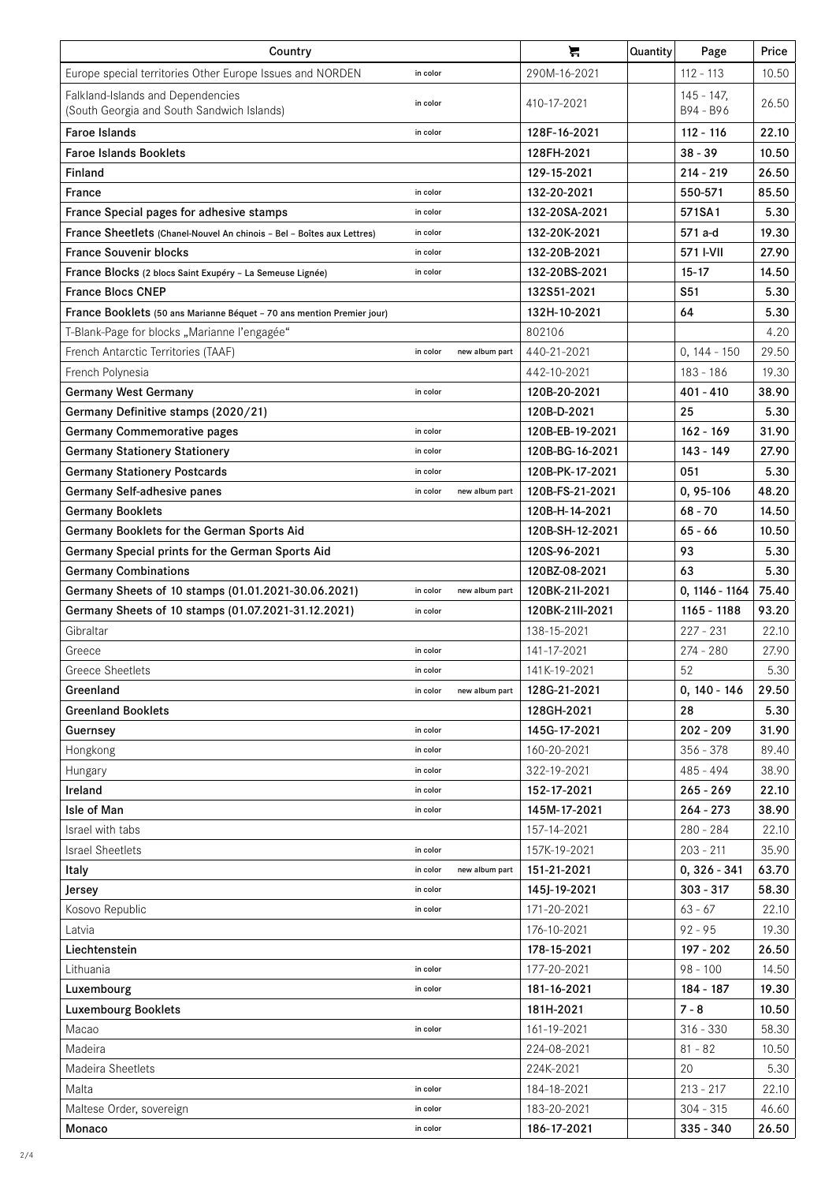| Country | | 🛒 | Quantity | Page | Price |
|---|---|---|---|---|---|
| Europe special territories Other Europe Issues and NORDEN | in color | 290M-16-2021 | | 112 - 113 | 10.50 |
| Falkland-Islands and Dependencies (South Georgia and South Sandwich Islands) | in color | 410-17-2021 | | 145 - 147, B94 - B96 | 26.50 |
| **Faroe Islands** | in color | **128F-16-2021** | | **112 - 116** | **22.10** |
| **Faroe Islands Booklets** | | **128FH-2021** | | **38 - 39** | **10.50** |
| **Finland** | | **129-15-2021** | | **214 - 219** | **26.50** |
| **France** | in color | **132-20-2021** | | **550-571** | **85.50** |
| **France Special pages for adhesive stamps** | in color | **132-20SA-2021** | | **571SA1** | **5.30** |
| **France Sheetlets** (Chanel-Nouvel An chinois – Bel – Boîtes aux Lettres) | in color | **132-20K-2021** | | **571 a-d** | **19.30** |
| **France Souvenir blocks** | in color | **132-20B-2021** | | **571 I-VII** | **27.90** |
| **France Blocks** (2 blocs Saint Exupéry – La Semeuse Lignée) | in color | **132-20BS-2021** | | **15-17** | **14.50** |
| **France Blocs CNEP** | | **132S51-2021** | | **S51** | **5.30** |
| **France Booklets** (50 ans Marianne Béquet – 70 ans mention Premier jour) | | **132H-10-2021** | | **64** | **5.30** |
| T-Blank-Page for blocks „Marianne l'engagée" | | 802106 | | | 4.20 |
| French Antarctic Territories (TAAF) | in color new album part | 440-21-2021 | | 0, 144 - 150 | 29.50 |
| French Polynesia | | 442-10-2021 | | 183 - 186 | 19.30 |
| **Germany West Germany** | in color | **120B-20-2021** | | **401 - 410** | **38.90** |
| **Germany Definitive stamps (2020/21)** | | **120B-D-2021** | | **25** | **5.30** |
| **Germany Commemorative pages** | in color | **120B-EB-19-2021** | | **162 - 169** | **31.90** |
| **Germany Stationery Stationery** | in color | **120B-BG-16-2021** | | **143 - 149** | **27.90** |
| **Germany Stationery Postcards** | in color | **120B-PK-17-2021** | | **051** | **5.30** |
| **Germany Self-adhesive panes** | in color new album part | **120B-FS-21-2021** | | **0, 95-106** | **48.20** |
| **Germany Booklets** | | **120B-H-14-2021** | | **68 - 70** | **14.50** |
| **Germany Booklets for the German Sports Aid** | | **120B-SH-12-2021** | | **65 - 66** | **10.50** |
| **Germany Special prints for the German Sports Aid** | | **120S-96-2021** | | **93** | **5.30** |
| **Germany Combinations** | | **120BZ-08-2021** | | **63** | **5.30** |
| **Germany Sheets of 10 stamps (01.01.2021-30.06.2021)** | in color new album part | **120BK-21I-2021** | | **0, 1146 - 1164** | **75.40** |
| **Germany Sheets of 10 stamps (01.07.2021-31.12.2021)** | in color | **120BK-21II-2021** | | **1165 - 1188** | **93.20** |
| Gibraltar | | 138-15-2021 | | 227 - 231 | 22.10 |
| Greece | in color | 141-17-2021 | | 274 - 280 | 27.90 |
| Greece Sheetlets | in color | 141K-19-2021 | | 52 | 5.30 |
| **Greenland** | in color new album part | **128G-21-2021** | | **0, 140 - 146** | **29.50** |
| **Greenland Booklets** | | **128GH-2021** | | **28** | **5.30** |
| **Guernsey** | in color | **145G-17-2021** | | **202 - 209** | **31.90** |
| Hongkong | in color | 160-20-2021 | | 356 - 378 | 89.40 |
| Hungary | in color | 322-19-2021 | | 485 - 494 | 38.90 |
| **Ireland** | in color | **152-17-2021** | | **265 - 269** | **22.10** |
| **Isle of Man** | in color | **145M-17-2021** | | **264 - 273** | **38.90** |
| Israel with tabs | | 157-14-2021 | | 280 - 284 | 22.10 |
| Israel Sheetlets | in color | 157K-19-2021 | | 203 - 211 | 35.90 |
| **Italy** | in color new album part | **151-21-2021** | | **0, 326 - 341** | **63.70** |
| **Jersey** | in color | **145J-19-2021** | | **303 - 317** | **58.30** |
| Kosovo Republic | in color | 171-20-2021 | | 63 - 67 | 22.10 |
| Latvia | | 176-10-2021 | | 92 - 95 | 19.30 |
| **Liechtenstein** | | **178-15-2021** | | **197 - 202** | **26.50** |
| Lithuania | in color | 177-20-2021 | | 98 - 100 | 14.50 |
| **Luxembourg** | in color | **181-16-2021** | | **184 - 187** | **19.30** |
| **Luxembourg Booklets** | | **181H-2021** | | **7 - 8** | **10.50** |
| Macao | in color | 161-19-2021 | | 316 - 330 | 58.30 |
| Madeira | | 224-08-2021 | | 81 - 82 | 10.50 |
| Madeira Sheetlets | | 224K-2021 | | 20 | 5.30 |
| Malta | in color | 184-18-2021 | | 213 - 217 | 22.10 |
| Maltese Order, sovereign | in color | 183-20-2021 | | 304 - 315 | 46.60 |
| **Monaco** | in color | **186-17-2021** | | **335 - 340** | **26.50** |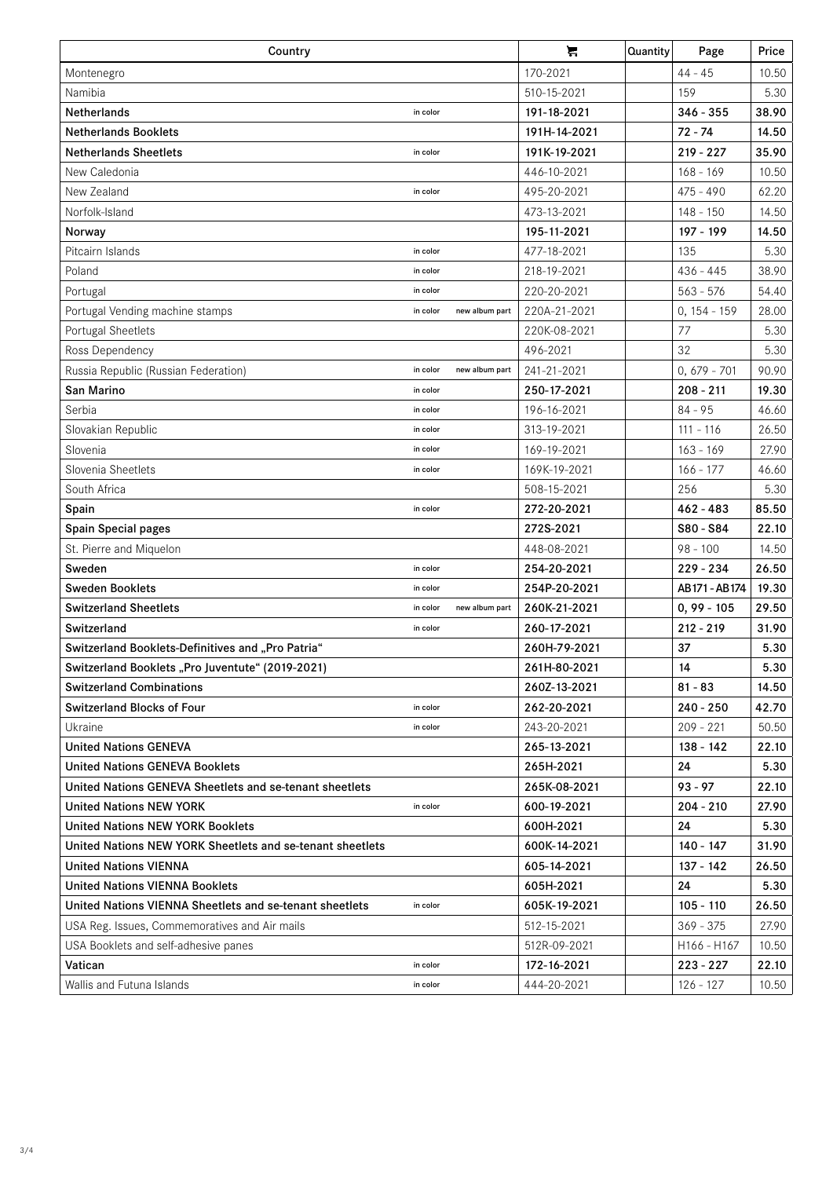| Country | | 🛒 | Quantity | Page | Price |
|---|---|---|---|---|---|
| Montenegro | | 170-2021 | | 44 - 45 | 10.50 |
| Namibia | | 510-15-2021 | | 159 | 5.30 |
| **Netherlands** | in color | **191-18-2021** | | **346 - 355** | **38.90** |
| **Netherlands Booklets** | | **191H-14-2021** | | **72 - 74** | **14.50** |
| **Netherlands Sheetlets** | in color | **191K-19-2021** | | **219 - 227** | **35.90** |
| New Caledonia | | 446-10-2021 | | 168 - 169 | 10.50 |
| New Zealand | in color | 495-20-2021 | | 475 - 490 | 62.20 |
| Norfolk-Island | | 473-13-2021 | | 148 - 150 | 14.50 |
| **Norway** | | **195-11-2021** | | **197 - 199** | **14.50** |
| Pitcairn Islands | in color | 477-18-2021 | | 135 | 5.30 |
| Poland | in color | 218-19-2021 | | 436 - 445 | 38.90 |
| Portugal | in color | 220-20-2021 | | 563 - 576 | 54.40 |
| Portugal Vending machine stamps | in color new album part | 220A-21-2021 | | 0, 154 - 159 | 28.00 |
| Portugal Sheetlets | | 220K-08-2021 | | 77 | 5.30 |
| Ross Dependency | | 496-2021 | | 32 | 5.30 |
| Russia Republic (Russian Federation) | in color new album part | 241-21-2021 | | 0, 679 - 701 | 90.90 |
| **San Marino** | in color | **250-17-2021** | | **208 - 211** | **19.30** |
| Serbia | in color | 196-16-2021 | | 84 - 95 | 46.60 |
| Slovakian Republic | in color | 313-19-2021 | | 111 - 116 | 26.50 |
| Slovenia | in color | 169-19-2021 | | 163 - 169 | 27.90 |
| Slovenia Sheetlets | in color | 169K-19-2021 | | 166 - 177 | 46.60 |
| South Africa | | 508-15-2021 | | 256 | 5.30 |
| **Spain** | in color | **272-20-2021** | | **462 - 483** | **85.50** |
| **Spain Special pages** | | **272S-2021** | | **S80 - S84** | **22.10** |
| St. Pierre and Miquelon | | 448-08-2021 | | 98 - 100 | 14.50 |
| **Sweden** | in color | **254-20-2021** | | **229 - 234** | **26.50** |
| **Sweden Booklets** | in color | **254P-20-2021** | | **AB171 - AB174** | **19.30** |
| **Switzerland Sheetlets** | in color new album part | **260K-21-2021** | | **0, 99 - 105** | **29.50** |
| **Switzerland** | in color | **260-17-2021** | | **212 - 219** | **31.90** |
| **Switzerland Booklets-Definitives and „Pro Patria"** | | **260H-79-2021** | | **37** | **5.30** |
| **Switzerland Booklets „Pro Juventute" (2019-2021)** | | **261H-80-2021** | | **14** | **5.30** |
| **Switzerland Combinations** | | **260Z-13-2021** | | **81 - 83** | **14.50** |
| **Switzerland Blocks of Four** | in color | **262-20-2021** | | **240 - 250** | **42.70** |
| Ukraine | in color | 243-20-2021 | | 209 - 221 | 50.50 |
| **United Nations GENEVA** | | **265-13-2021** | | **138 - 142** | **22.10** |
| **United Nations GENEVA Booklets** | | **265H-2021** | | **24** | **5.30** |
| **United Nations GENEVA Sheetlets and se-tenant sheetlets** | | **265K-08-2021** | | **93 - 97** | **22.10** |
| **United Nations NEW YORK** | in color | **600-19-2021** | | **204 - 210** | **27.90** |
| **United Nations NEW YORK Booklets** | | **600H-2021** | | **24** | **5.30** |
| **United Nations NEW YORK Sheetlets and se-tenant sheetlets** | | **600K-14-2021** | | **140 - 147** | **31.90** |
| **United Nations VIENNA** | | **605-14-2021** | | **137 - 142** | **26.50** |
| **United Nations VIENNA Booklets** | | **605H-2021** | | **24** | **5.30** |
| **United Nations VIENNA Sheetlets and se-tenant sheetlets** | in color | **605K-19-2021** | | **105 - 110** | **26.50** |
| USA Reg. Issues, Commemoratives and Air mails | | 512-15-2021 | | 369 - 375 | 27.90 |
| USA Booklets and self-adhesive panes | | 512R-09-2021 | | H166 - H167 | 10.50 |
| **Vatican** | in color | **172-16-2021** | | **223 - 227** | **22.10** |
| Wallis and Futuna Islands | in color | 444-20-2021 | | 126 - 127 | 10.50 |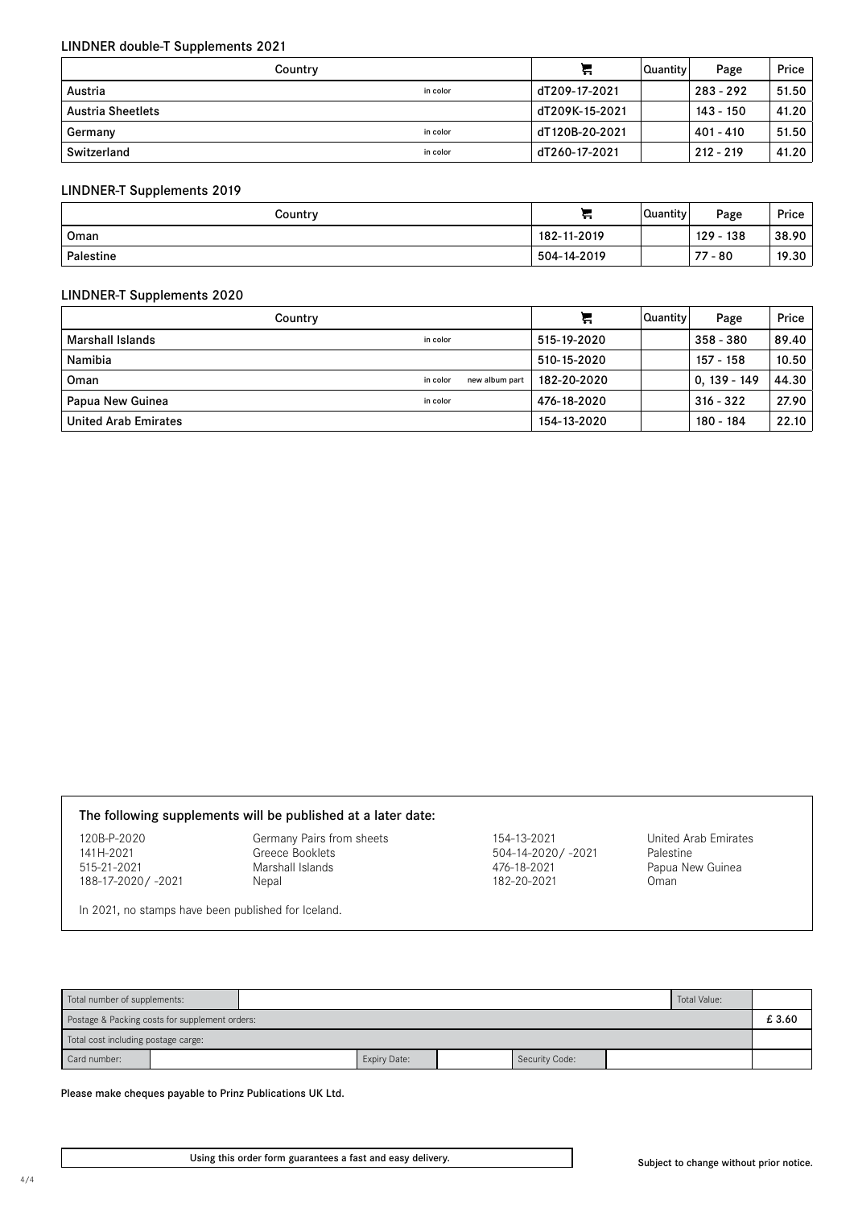### LINDNER double-T Supplements 2021

| Country | | 🛒 | Quantity | Page | Price |
|---|---|---|---|---|---|
| Austria | in color | dT209-17-2021 | | 283 - 292 | 51.50 |
| Austria Sheetlets | | dT209K-15-2021 | | 143 - 150 | 41.20 |
| Germany | in color | dT120B-20-2021 | | 401 - 410 | 51.50 |
| Switzerland | in color | dT260-17-2021 | | 212 - 219 | 41.20 |

### LINDNER-T Supplements 2019

| Country | 🛒 | Quantity | Page | Price |
|---|---|---|---|---|
| Oman | 182-11-2019 | | 129 - 138 | 38.90 |
| Palestine | 504-14-2019 | | 77 - 80 | 19.30 |

### LINDNER-T Supplements 2020

| Country | | 🛒 | Quantity | Page | Price |
|---|---|---|---|---|---|
| Marshall Islands | in color | 515-19-2020 | | 358 - 380 | 89.40 |
| Namibia | | 510-15-2020 | | 157 - 158 | 10.50 |
| Oman | in color new album part | 182-20-2020 | | 0, 139 - 149 | 44.30 |
| Papua New Guinea | in color | 476-18-2020 | | 316 - 322 | 27.90 |
| United Arab Emirates | | 154-13-2020 | | 180 - 184 | 22.10 |

**The following supplements will be published at a later date:**

| | | | |
|---|---|---|---|
| 120B-P-2020 | Germany Pairs from sheets | 154-13-2021 | United Arab Emirates |
| 141H-2021 | Greece Booklets | 504-14-2020/ -2021 | Palestine |
| 515-21-2021 | Marshall Islands | 476-18-2021 | Papua New Guinea |
| 188-17-2020/ -2021 | Nepal | 182-20-2021 | Oman |

In 2021, no stamps have been published for Iceland.

| | | | | | | |
|---|---|---|---|---|---|---|
| Total number of supplements: | | | | | Total Value: | |
| Postage & Packing costs for supplement orders: | | | | | | £ 3.60 |
| Total cost including postage carge: | | | | | | |
| Card number: | | Expiry Date: | | Security Code: | | |

**Please make cheques payable to Prinz Publications UK Ltd.**

**Using this order form guarantees a fast and easy delivery.**

**Subject to change without prior notice.**